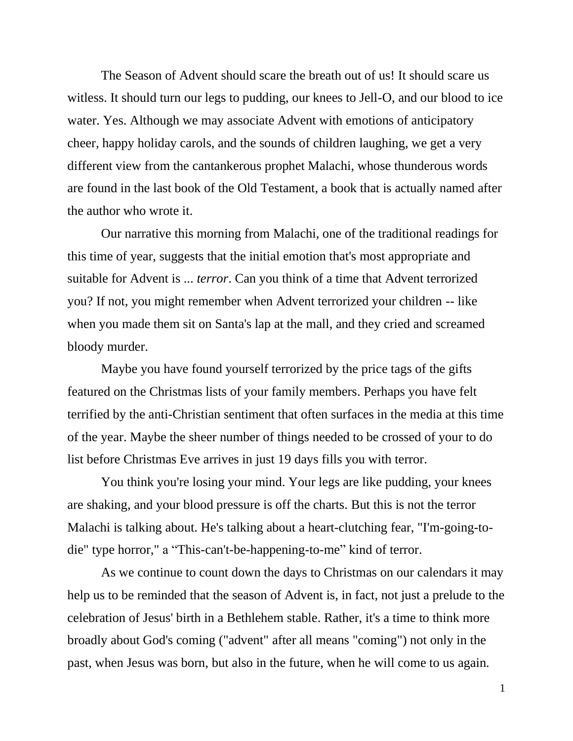The Season of Advent should scare the breath out of us! It should scare us witless. It should turn our legs to pudding, our knees to Jell-O, and our blood to ice water. Yes. Although we may associate Advent with emotions of anticipatory cheer, happy holiday carols, and the sounds of children laughing, we get a very different view from the cantankerous prophet Malachi, whose thunderous words are found in the last book of the Old Testament, a book that is actually named after the author who wrote it.

Our narrative this morning from Malachi, one of the traditional readings for this time of year, suggests that the initial emotion that's most appropriate and suitable for Advent is ... *terror*. Can you think of a time that Advent terrorized you? If not, you might remember when Advent terrorized your children -- like when you made them sit on Santa's lap at the mall, and they cried and screamed bloody murder.

Maybe you have found yourself terrorized by the price tags of the gifts featured on the Christmas lists of your family members. Perhaps you have felt terrified by the anti-Christian sentiment that often surfaces in the media at this time of the year. Maybe the sheer number of things needed to be crossed of your to do list before Christmas Eve arrives in just 19 days fills you with terror.

You think you're losing your mind. Your legs are like pudding, your knees are shaking, and your blood pressure is off the charts. But this is not the terror Malachi is talking about. He's talking about a heart-clutching fear, "I'm-going-to-die" type horror," a “This-can't-be-happening-to-me” kind of terror.

As we continue to count down the days to Christmas on our calendars it may help us to be reminded that the season of Advent is, in fact, not just a prelude to the celebration of Jesus' birth in a Bethlehem stable. Rather, it's a time to think more broadly about God's coming ("advent" after all means "coming") not only in the past, when Jesus was born, but also in the future, when he will come to us again.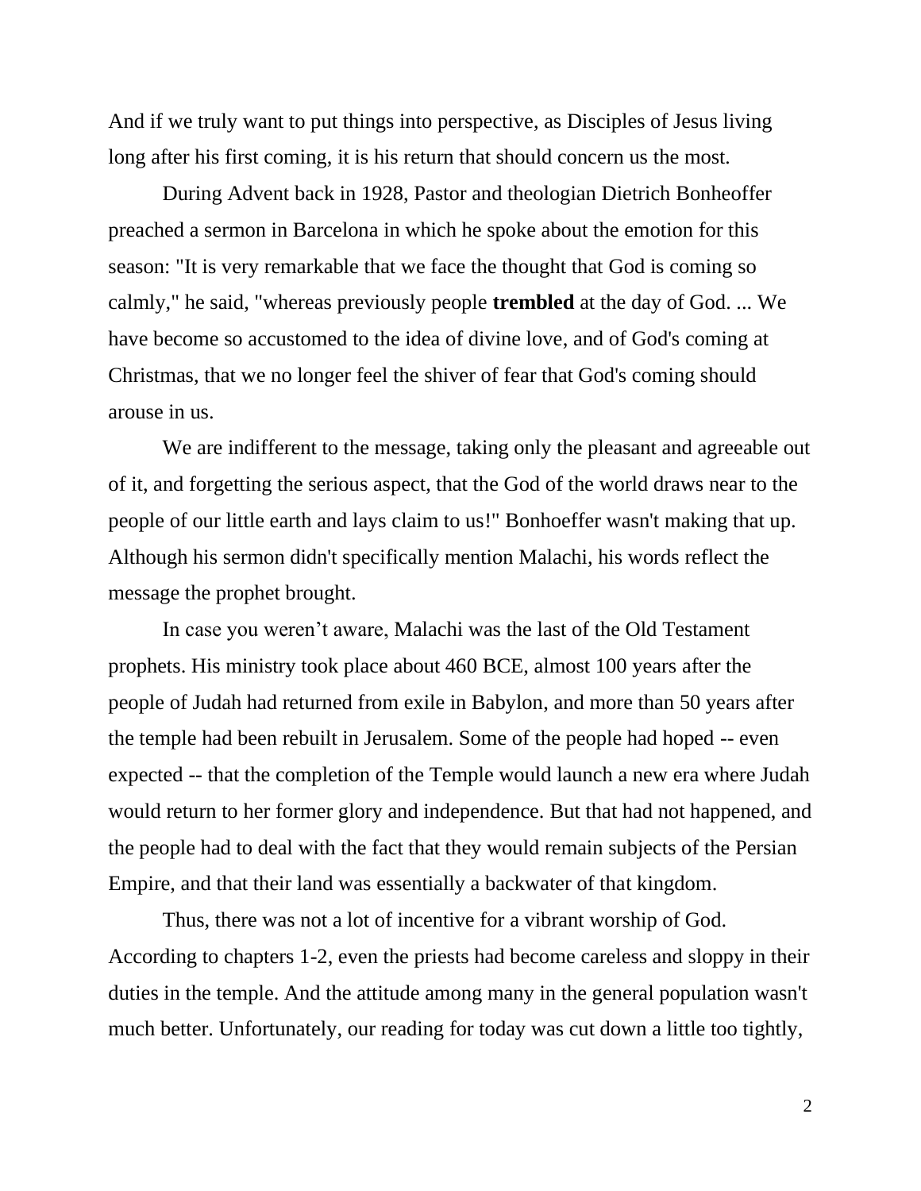And if we truly want to put things into perspective, as Disciples of Jesus living long after his first coming, it is his return that should concern us the most.

During Advent back in 1928, Pastor and theologian Dietrich Bonheoffer preached a sermon in Barcelona in which he spoke about the emotion for this season: "It is very remarkable that we face the thought that God is coming so calmly," he said, "whereas previously people **trembled** at the day of God. ... We have become so accustomed to the idea of divine love, and of God's coming at Christmas, that we no longer feel the shiver of fear that God's coming should arouse in us.

We are indifferent to the message, taking only the pleasant and agreeable out of it, and forgetting the serious aspect, that the God of the world draws near to the people of our little earth and lays claim to us!" Bonhoeffer wasn't making that up. Although his sermon didn't specifically mention Malachi, his words reflect the message the prophet brought.

In case you weren't aware, Malachi was the last of the Old Testament prophets. His ministry took place about 460 BCE, almost 100 years after the people of Judah had returned from exile in Babylon, and more than 50 years after the temple had been rebuilt in Jerusalem. Some of the people had hoped -- even expected -- that the completion of the Temple would launch a new era where Judah would return to her former glory and independence. But that had not happened, and the people had to deal with the fact that they would remain subjects of the Persian Empire, and that their land was essentially a backwater of that kingdom.

Thus, there was not a lot of incentive for a vibrant worship of God. According to chapters 1-2, even the priests had become careless and sloppy in their duties in the temple. And the attitude among many in the general population wasn't much better. Unfortunately, our reading for today was cut down a little too tightly,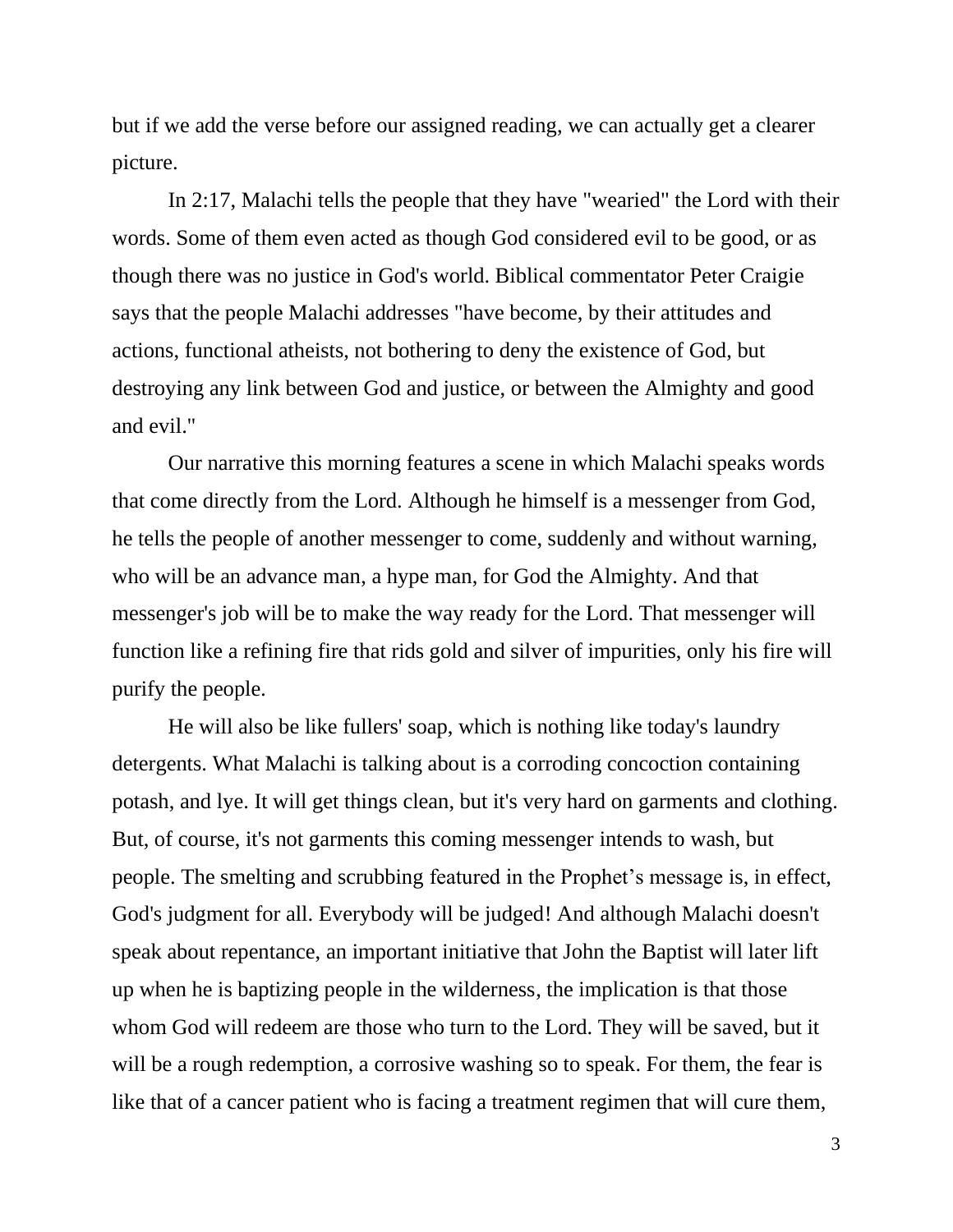but if we add the verse before our assigned reading, we can actually get a clearer picture.

In 2:17, Malachi tells the people that they have "wearied" the Lord with their words. Some of them even acted as though God considered evil to be good, or as though there was no justice in God's world. Biblical commentator Peter Craigie says that the people Malachi addresses "have become, by their attitudes and actions, functional atheists, not bothering to deny the existence of God, but destroying any link between God and justice, or between the Almighty and good and evil."

Our narrative this morning features a scene in which Malachi speaks words that come directly from the Lord. Although he himself is a messenger from God, he tells the people of another messenger to come, suddenly and without warning, who will be an advance man, a hype man, for God the Almighty. And that messenger's job will be to make the way ready for the Lord. That messenger will function like a refining fire that rids gold and silver of impurities, only his fire will purify the people.

He will also be like fullers' soap, which is nothing like today's laundry detergents. What Malachi is talking about is a corroding concoction containing potash, and lye. It will get things clean, but it's very hard on garments and clothing. But, of course, it's not garments this coming messenger intends to wash, but people. The smelting and scrubbing featured in the Prophet's message is, in effect, God's judgment for all. Everybody will be judged! And although Malachi doesn't speak about repentance, an important initiative that John the Baptist will later lift up when he is baptizing people in the wilderness, the implication is that those whom God will redeem are those who turn to the Lord. They will be saved, but it will be a rough redemption, a corrosive washing so to speak. For them, the fear is like that of a cancer patient who is facing a treatment regimen that will cure them,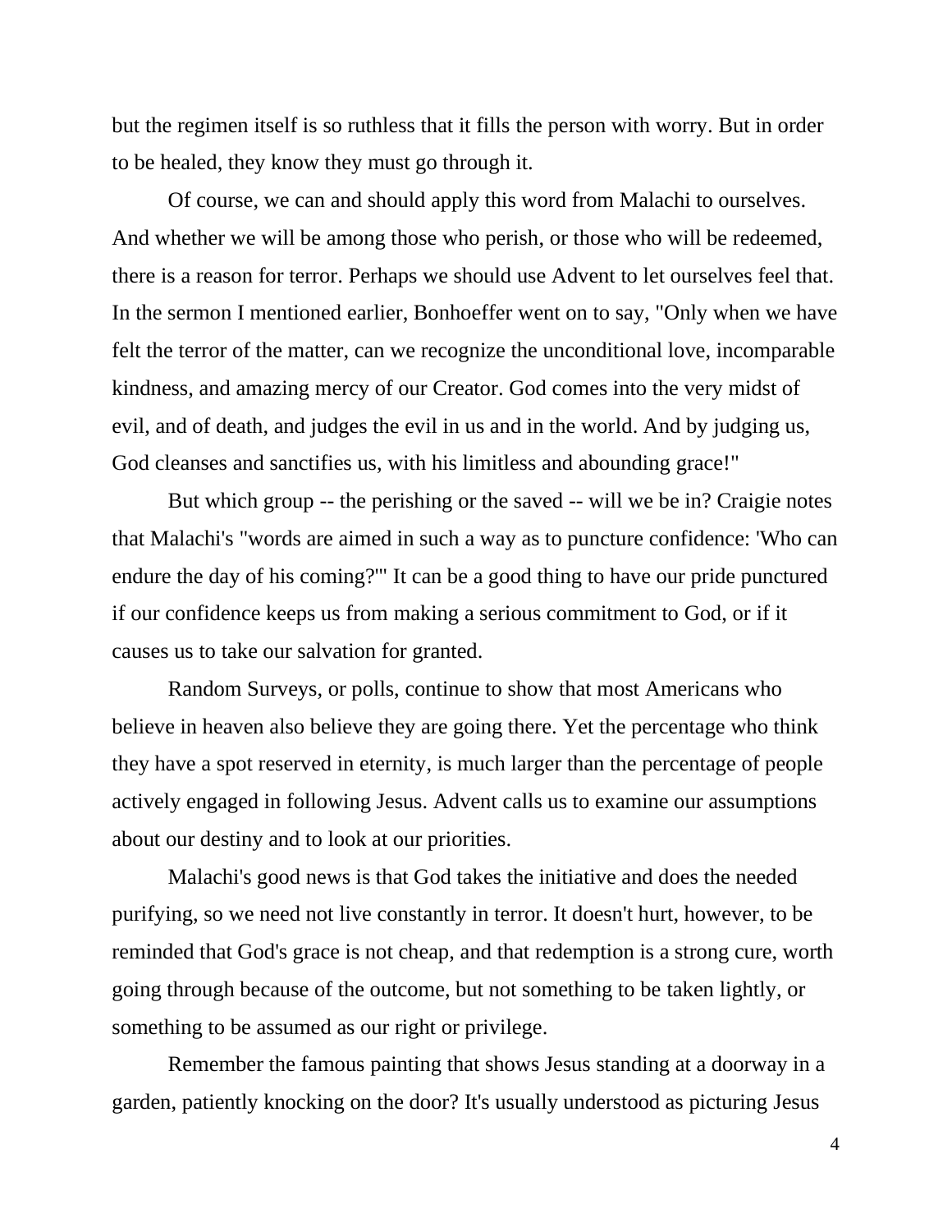but the regimen itself is so ruthless that it fills the person with worry. But in order to be healed, they know they must go through it.

Of course, we can and should apply this word from Malachi to ourselves. And whether we will be among those who perish, or those who will be redeemed, there is a reason for terror. Perhaps we should use Advent to let ourselves feel that. In the sermon I mentioned earlier, Bonhoeffer went on to say, "Only when we have felt the terror of the matter, can we recognize the unconditional love, incomparable kindness, and amazing mercy of our Creator. God comes into the very midst of evil, and of death, and judges the evil in us and in the world. And by judging us, God cleanses and sanctifies us, with his limitless and abounding grace!"

But which group -- the perishing or the saved -- will we be in? Craigie notes that Malachi's "words are aimed in such a way as to puncture confidence: 'Who can endure the day of his coming?'" It can be a good thing to have our pride punctured if our confidence keeps us from making a serious commitment to God, or if it causes us to take our salvation for granted.

Random Surveys, or polls, continue to show that most Americans who believe in heaven also believe they are going there. Yet the percentage who think they have a spot reserved in eternity, is much larger than the percentage of people actively engaged in following Jesus. Advent calls us to examine our assumptions about our destiny and to look at our priorities.

Malachi's good news is that God takes the initiative and does the needed purifying, so we need not live constantly in terror. It doesn't hurt, however, to be reminded that God's grace is not cheap, and that redemption is a strong cure, worth going through because of the outcome, but not something to be taken lightly, or something to be assumed as our right or privilege.

Remember the famous painting that shows Jesus standing at a doorway in a garden, patiently knocking on the door? It's usually understood as picturing Jesus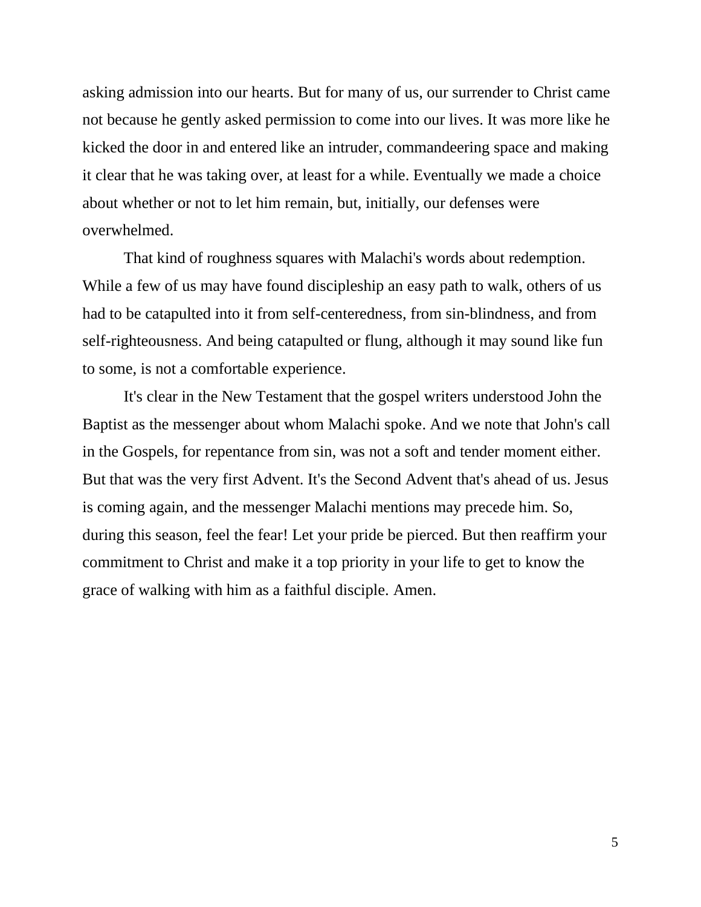asking admission into our hearts. But for many of us, our surrender to Christ came not because he gently asked permission to come into our lives. It was more like he kicked the door in and entered like an intruder, commandeering space and making it clear that he was taking over, at least for a while. Eventually we made a choice about whether or not to let him remain, but, initially, our defenses were overwhelmed.

That kind of roughness squares with Malachi's words about redemption. While a few of us may have found discipleship an easy path to walk, others of us had to be catapulted into it from self-centeredness, from sin-blindness, and from self-righteousness. And being catapulted or flung, although it may sound like fun to some, is not a comfortable experience.

It's clear in the New Testament that the gospel writers understood John the Baptist as the messenger about whom Malachi spoke. And we note that John's call in the Gospels, for repentance from sin, was not a soft and tender moment either. But that was the very first Advent. It's the Second Advent that's ahead of us. Jesus is coming again, and the messenger Malachi mentions may precede him. So, during this season, feel the fear! Let your pride be pierced. But then reaffirm your commitment to Christ and make it a top priority in your life to get to know the grace of walking with him as a faithful disciple. Amen.